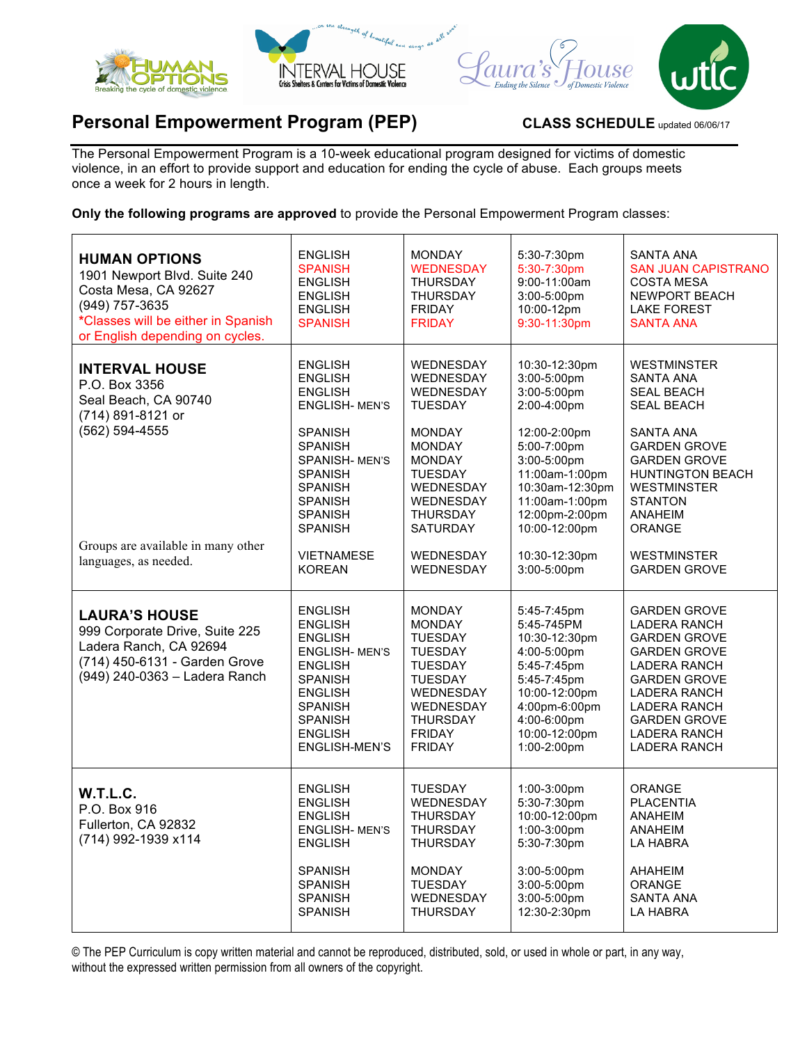# Personal Empowerment Program (PEP)

**CLASS SCHEDULE** updated 06/06/17

The Personal Empowerment Program is a 10-week educational program designed for victims of domestic violence, in an effort to provide support and education for ending the cycle of abuse. Each groups meets once a week for 2 hours in length.

**Only the following programs are approved** to provide the Personal Empowerment Program classes:

| Program | Language | Day | Time | Location |
|---|---|---|---|---|
| **HUMAN OPTIONS**<br>1901 Newport Blvd. Suite 240<br>Costa Mesa, CA 92627<br>(949) 757-3635<br>*Classes will be either in Spanish or English depending on cycles. | ENGLISH | MONDAY | 5:30-7:30pm | SANTA ANA |
| | SPANISH | WEDNESDAY | 5:30-7:30pm | SAN JUAN CAPISTRANO |
| | ENGLISH | THURSDAY | 9:00-11:00am | COSTA MESA |
| | ENGLISH | THURSDAY | 3:00-5:00pm | NEWPORT BEACH |
| | ENGLISH | FRIDAY | 10:00-12pm | LAKE FOREST |
| | SPANISH | FRIDAY | 9:30-11:30pm | SANTA ANA |
| **INTERVAL HOUSE**<br>P.O. Box 3356<br>Seal Beach, CA 90740<br>(714) 891-8121 or<br>(562) 594-4555 | ENGLISH | WEDNESDAY | 10:30-12:30pm | WESTMINSTER |
| | ENGLISH | WEDNESDAY | 3:00-5:00pm | SANTA ANA |
| | ENGLISH | WEDNESDAY | 3:00-5:00pm | SEAL BEACH |
| | ENGLISH- MEN'S | TUESDAY | 2:00-4:00pm | SEAL BEACH |
| | SPANISH | MONDAY | 12:00-2:00pm | SANTA ANA |
| | SPANISH | MONDAY | 5:00-7:00pm | GARDEN GROVE |
| | SPANISH- MEN'S | MONDAY | 3:00-5:00pm | GARDEN GROVE |
| | SPANISH | TUESDAY | 11:00am-1:00pm | HUNTINGTON BEACH |
| | SPANISH | WEDNESDAY | 10:30am-12:30pm | WESTMINSTER |
| | SPANISH | WEDNESDAY | 11:00am-1:00pm | STANTON |
| | SPANISH | THURSDAY | 12:00pm-2:00pm | ANAHEIM |
| | SPANISH | SATURDAY | 10:00-12:00pm | ORANGE |
| Groups are available in many other languages, as needed. | VIETNAMESE | WEDNESDAY | 10:30-12:30pm | WESTMINSTER |
| | KOREAN | WEDNESDAY | 3:00-5:00pm | GARDEN GROVE |
| **LAURA'S HOUSE**<br>999 Corporate Drive, Suite 225<br>Ladera Ranch, CA 92694<br>(714) 450-6131 - Garden Grove<br>(949) 240-0363 – Ladera Ranch | ENGLISH | MONDAY | 5:45-7:45pm | GARDEN GROVE |
| | ENGLISH | MONDAY | 5:45-745PM | LADERA RANCH |
| | ENGLISH | TUESDAY | 10:30-12:30pm | GARDEN GROVE |
| | ENGLISH- MEN'S | TUESDAY | 4:00-5:00pm | GARDEN GROVE |
| | ENGLISH | TUESDAY | 5:45-7:45pm | LADERA RANCH |
| | SPANISH | TUESDAY | 5:45-7:45pm | GARDEN GROVE |
| | ENGLISH | WEDNESDAY | 10:00-12:00pm | LADERA RANCH |
| | SPANISH | WEDNESDAY | 4:00pm-6:00pm | LADERA RANCH |
| | SPANISH | THURSDAY | 4:00-6:00pm | GARDEN GROVE |
| | ENGLISH | FRIDAY | 10:00-12:00pm | LADERA RANCH |
| | ENGLISH-MEN'S | FRIDAY | 1:00-2:00pm | LADERA RANCH |
| **W.T.L.C.**<br>P.O. Box 916<br>Fullerton, CA 92832<br>(714) 992-1939 x114 | ENGLISH | TUESDAY | 1:00-3:00pm | ORANGE |
| | ENGLISH | WEDNESDAY | 5:30-7:30pm | PLACENTIA |
| | ENGLISH | THURSDAY | 10:00-12:00pm | ANAHEIM |
| | ENGLISH- MEN'S | THURSDAY | 1:00-3:00pm | ANAHEIM |
| | ENGLISH | THURSDAY | 5:30-7:30pm | LA HABRA |
| | SPANISH | MONDAY | 3:00-5:00pm | AHAHEIM |
| | SPANISH | TUESDAY | 3:00-5:00pm | ORANGE |
| | SPANISH | WEDNESDAY | 3:00-5:00pm | SANTA ANA |
| | SPANISH | THURSDAY | 12:30-2:30pm | LA HABRA |

© The PEP Curriculum is copy written material and cannot be reproduced, distributed, sold, or used in whole or part, in any way, without the expressed written permission from all owners of the copyright.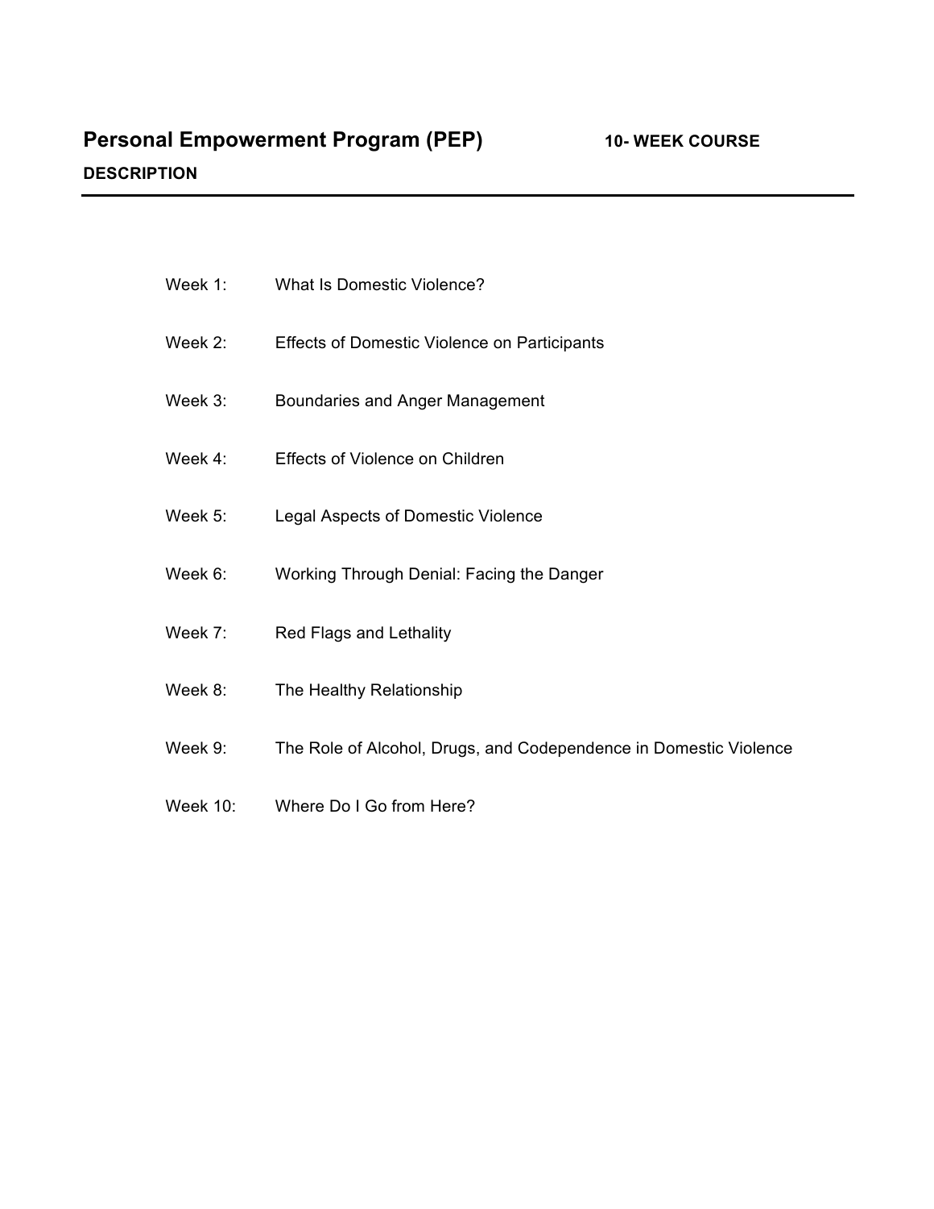## Personal Empowerment Program (PEP) **10- WEEK COURSE**

**DESCRIPTION**

---

| | |
|---|---|
| Week 1: | What Is Domestic Violence? |
| Week 2: | Effects of Domestic Violence on Participants |
| Week 3: | Boundaries and Anger Management |
| Week 4: | Effects of Violence on Children |
| Week 5: | Legal Aspects of Domestic Violence |
| Week 6: | Working Through Denial: Facing the Danger |
| Week 7: | Red Flags and Lethality |
| Week 8: | The Healthy Relationship |
| Week 9: | The Role of Alcohol, Drugs, and Codependence in Domestic Violence |
| Week 10: | Where Do I Go from Here? |